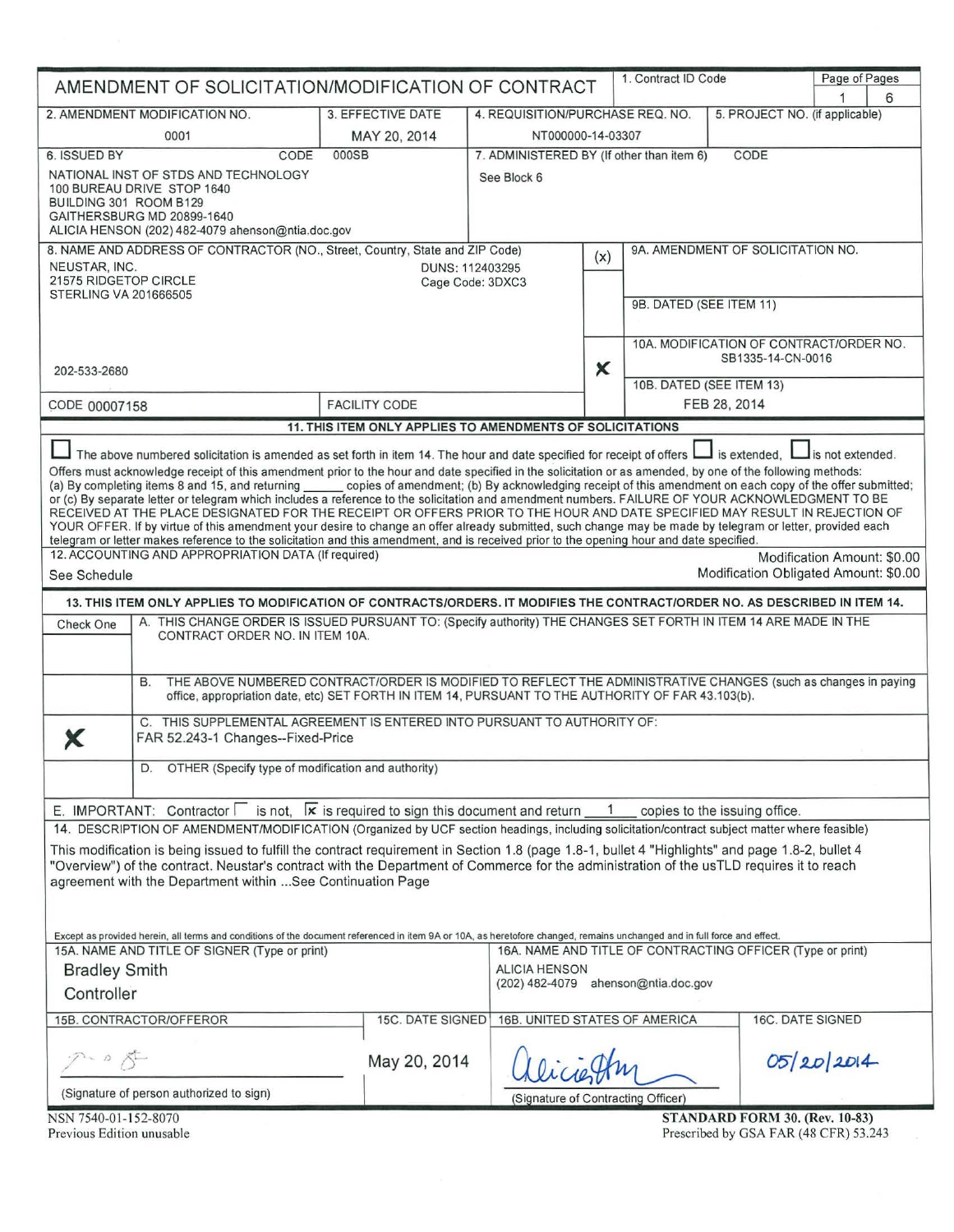# AMENDMENT OF SOLICITATION/MODIFICATION OF CONTRACT

| 1. Contract ID Code | Page of Pages |
|---|---|
| | 1 6 |

| 2. AMENDMENT MODIFICATION NO. | 3. EFFECTIVE DATE | 4. REQUISITION/PURCHASE REQ. NO. | 5. PROJECT NO. (if applicable) |
|---|---|---|---|
| 0001 | MAY 20, 2014 | NT000000-14-03307 | |

**6. ISSUED BY** CODE 000SB

NATIONAL INST OF STDS AND TECHNOLOGY
100 BUREAU DRIVE STOP 1640
BUILDING 301 ROOM B129
GAITHERSBURG MD 20899-1640
ALICIA HENSON (202) 482-4079 ahenson@ntia.doc.gov

**7. ADMINISTERED BY (If other than item 6)** CODE

See Block 6

**8. NAME AND ADDRESS OF CONTRACTOR (NO., Street, Country, State and ZIP Code)**

NEUSTAR, INC.
21575 RIDGETOP CIRCLE
STERLING VA 201666505

DUNS: 112403295
Cage Code: 3DXC3

202-533-2680

CODE 00007158 FACILITY CODE

| (x) | |
|---|---|
| | 9A. AMENDMENT OF SOLICITATION NO. |
| | 9B. DATED (SEE ITEM 11) |
| X | 10A. MODIFICATION OF CONTRACT/ORDER NO. SB1335-14-CN-0016 |
| | 10B. DATED (SEE ITEM 13) FEB 28, 2014 |

**11. THIS ITEM ONLY APPLIES TO AMENDMENTS OF SOLICITATIONS**

☐ The above numbered solicitation is amended as set forth in item 14. The hour and date specified for receipt of offers ☐ is extended, ☐ is not extended.

Offers must acknowledge receipt of this amendment prior to the hour and date specified in the solicitation or as amended, by one of the following methods: (a) By completing items 8 and 15, and returning ______ copies of amendment; (b) By acknowledging receipt of this amendment on each copy of the offer submitted; or (c) By separate letter or telegram which includes a reference to the solicitation and amendment numbers. FAILURE OF YOUR ACKNOWLEDGMENT TO BE RECEIVED AT THE PLACE DESIGNATED FOR THE RECEIPT OR OFFERS PRIOR TO THE HOUR AND DATE SPECIFIED MAY RESULT IN REJECTION OF YOUR OFFER. If by virtue of this amendment your desire to change an offer already submitted, such change may be made by telegram or letter, provided each telegram or letter makes reference to the solicitation and this amendment, and is received prior to the opening hour and date specified.

**12. ACCOUNTING AND APPROPRIATION DATA (If required)**

See Schedule

Modification Amount: $0.00
Modification Obligated Amount: $0.00

**13. THIS ITEM ONLY APPLIES TO MODIFICATION OF CONTRACTS/ORDERS. IT MODIFIES THE CONTRACT/ORDER NO. AS DESCRIBED IN ITEM 14.**

| Check One | |
|---|---|
| | A. THIS CHANGE ORDER IS ISSUED PURSUANT TO: (Specify authority) THE CHANGES SET FORTH IN ITEM 14 ARE MADE IN THE CONTRACT ORDER NO. IN ITEM 10A. |
| | B. THE ABOVE NUMBERED CONTRACT/ORDER IS MODIFIED TO REFLECT THE ADMINISTRATIVE CHANGES (such as changes in paying office, appropriation date, etc) SET FORTH IN ITEM 14, PURSUANT TO THE AUTHORITY OF FAR 43.103(b). |
| X | C. THIS SUPPLEMENTAL AGREEMENT IS ENTERED INTO PURSUANT TO AUTHORITY OF: FAR 52.243-1 Changes--Fixed-Price |
| | D. OTHER (Specify type of modification and authority) |

E. IMPORTANT: Contractor ☐ is not, ☒ is required to sign this document and return 1 copies to the issuing office.

**14. DESCRIPTION OF AMENDMENT/MODIFICATION** (Organized by UCF section headings, including solicitation/contract subject matter where feasible)

This modification is being issued to fulfill the contract requirement in Section 1.8 (page 1.8-1, bullet 4 "Highlights" and page 1.8-2, bullet 4 "Overview") of the contract. Neustar's contract with the Department of Commerce for the administration of the usTLD requires it to reach agreement with the Department within ...See Continuation Page

Except as provided herein, all terms and conditions of the document referenced in item 9A or 10A, as heretofore changed, remains unchanged and in full force and effect.

| 15A. NAME AND TITLE OF SIGNER (Type or print) | | 16A. NAME AND TITLE OF CONTRACTING OFFICER (Type or print) | |
|---|---|---|---|
| Bradley Smith<br>Controller | | ALICIA HENSON<br>(202) 482-4079 ahenson@ntia.doc.gov | |
| 15B. CONTRACTOR/OFFEROR | 15C. DATE SIGNED | 16B. UNITED STATES OF AMERICA | 16C. DATE SIGNED |
| [signature]<br>(Signature of person authorized to sign) | May 20, 2014 | [signature]<br>(Signature of Contracting Officer) | 05/20/2014 |

NSN 7540-01-152-8070
Previous Edition unusable

STANDARD FORM 30. (Rev. 10-83)
Prescribed by GSA FAR (48 CFR) 53.243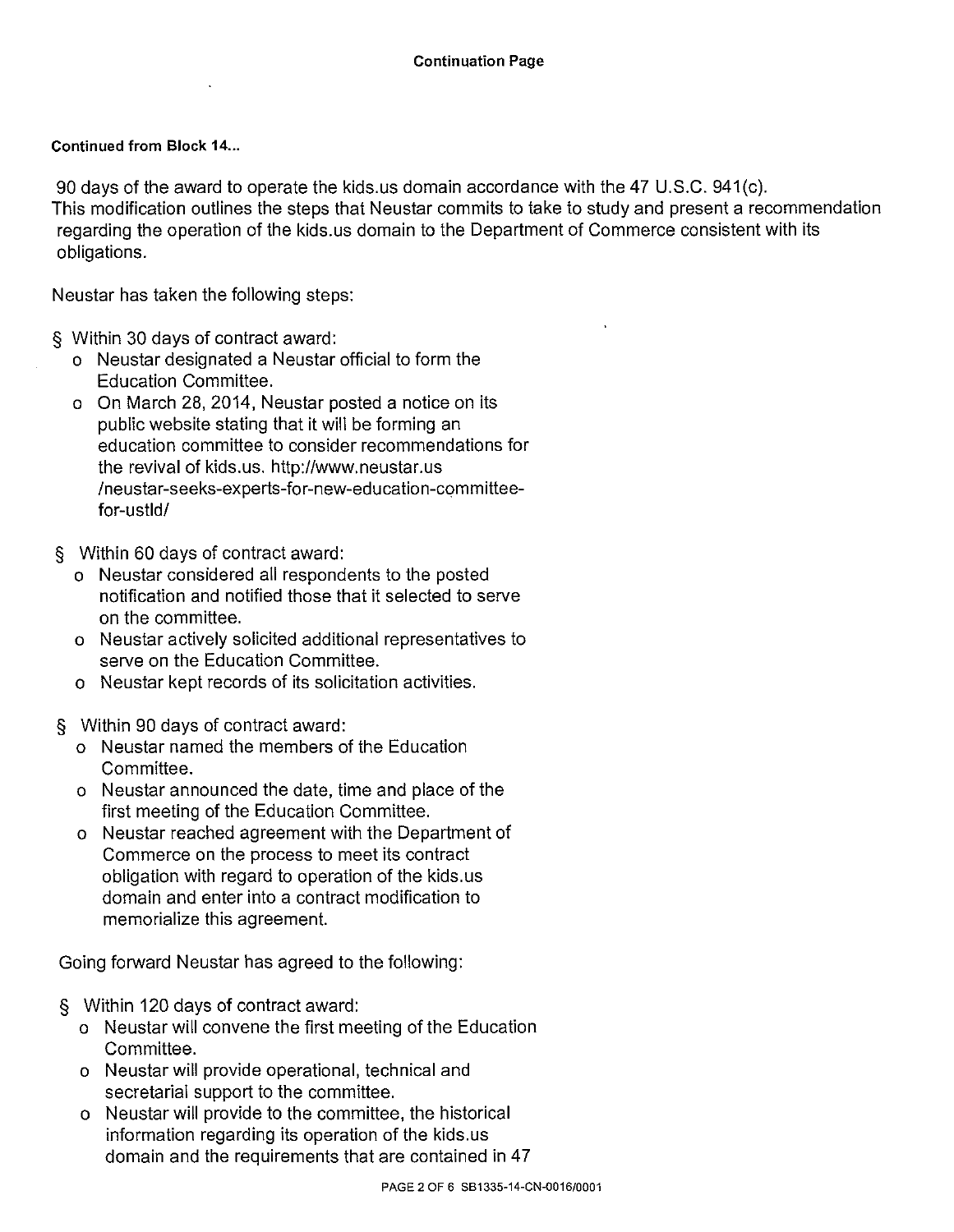**Continuation Page**

**Continued from Block 14...**

90 days of the award to operate the kids.us domain accordance with the 47 U.S.C. 941(c). This modification outlines the steps that Neustar commits to take to study and present a recommendation regarding the operation of the kids.us domain to the Department of Commerce consistent with its obligations.

Neustar has taken the following steps:

- § Within 30 days of contract award:
  - o Neustar designated a Neustar official to form the Education Committee.
  - o On March 28, 2014, Neustar posted a notice on its public website stating that it will be forming an education committee to consider recommendations for the revival of kids.us. http://www.neustar.us/neustar-seeks-experts-for-new-education-committee-for-ustld/
- § Within 60 days of contract award:
  - o Neustar considered all respondents to the posted notification and notified those that it selected to serve on the committee.
  - o Neustar actively solicited additional representatives to serve on the Education Committee.
  - o Neustar kept records of its solicitation activities.
- § Within 90 days of contract award:
  - o Neustar named the members of the Education Committee.
  - o Neustar announced the date, time and place of the first meeting of the Education Committee.
  - o Neustar reached agreement with the Department of Commerce on the process to meet its contract obligation with regard to operation of the kids.us domain and enter into a contract modification to memorialize this agreement.

Going forward Neustar has agreed to the following:

- § Within 120 days of contract award:
  - o Neustar will convene the first meeting of the Education Committee.
  - o Neustar will provide operational, technical and secretarial support to the committee.
  - o Neustar will provide to the committee, the historical information regarding its operation of the kids.us domain and the requirements that are contained in 47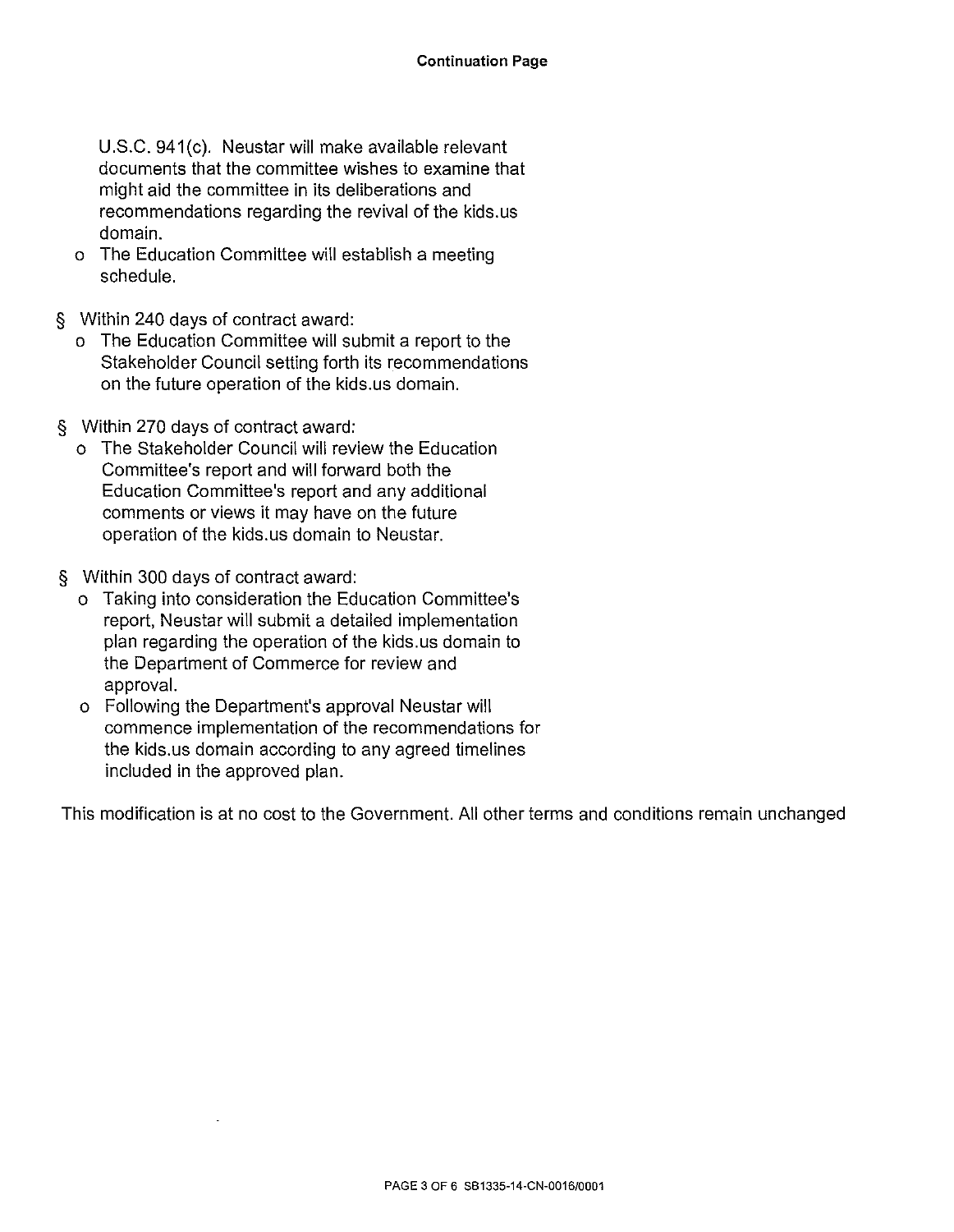U.S.C. 941(c). Neustar will make available relevant documents that the committee wishes to examine that might aid the committee in its deliberations and recommendations regarding the revival of the kids.us domain.

- The Education Committee will establish a meeting schedule.

§ Within 240 days of contract award:

- The Education Committee will submit a report to the Stakeholder Council setting forth its recommendations on the future operation of the kids.us domain.

§ Within 270 days of contract award:

- The Stakeholder Council will review the Education Committee's report and will forward both the Education Committee's report and any additional comments or views it may have on the future operation of the kids.us domain to Neustar.

§ Within 300 days of contract award:

- Taking into consideration the Education Committee's report, Neustar will submit a detailed implementation plan regarding the operation of the kids.us domain to the Department of Commerce for review and approval.
- Following the Department's approval Neustar will commence implementation of the recommendations for the kids.us domain according to any agreed timelines included in the approved plan.

This modification is at no cost to the Government. All other terms and conditions remain unchanged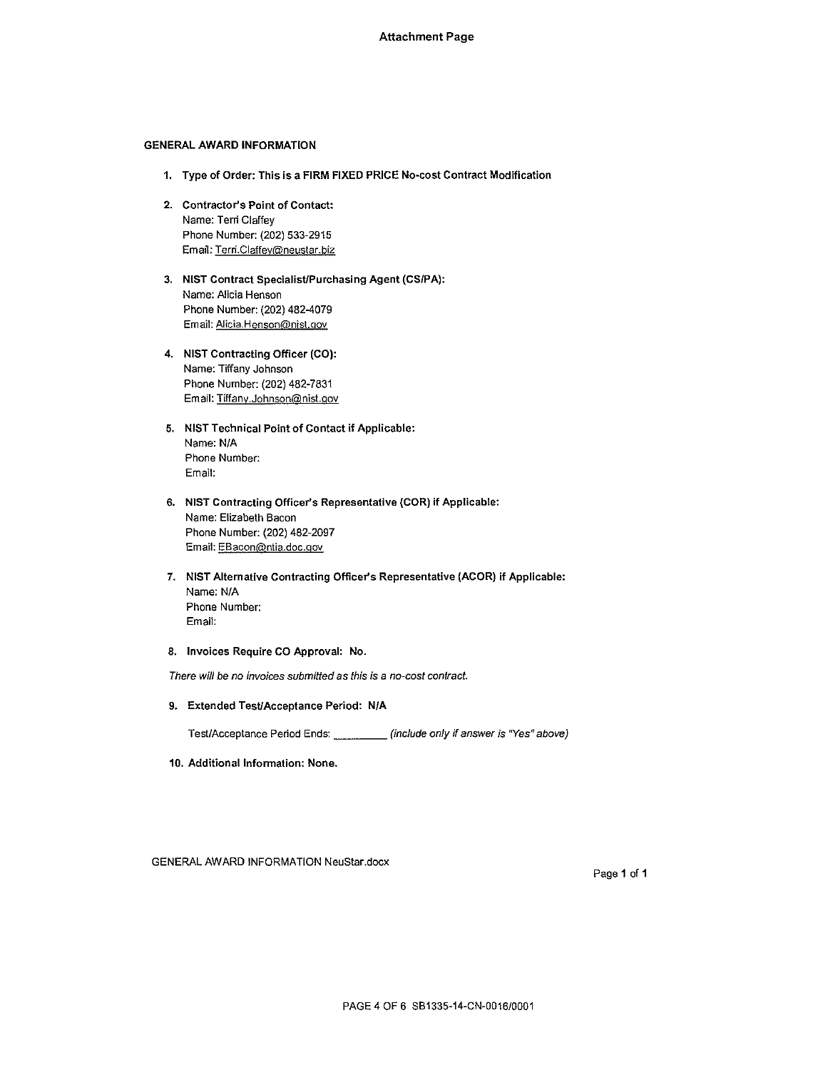# Attachment Page

## GENERAL AWARD INFORMATION

1. **Type of Order: This is a FIRM FIXED PRICE No-cost Contract Modification**

2. **Contractor's Point of Contact:**
   Name: Terri Claffey
   Phone Number: (202) 533-2915
   Email: Terri.Claffey@neustar.biz

3. **NIST Contract Specialist/Purchasing Agent (CS/PA):**
   Name: Alicia Henson
   Phone Number: (202) 482-4079
   Email: Alicia.Henson@nist.gov

4. **NIST Contracting Officer (CO):**
   Name: Tiffany Johnson
   Phone Number: (202) 482-7831
   Email: Tiffany.Johnson@nist.gov

5. **NIST Technical Point of Contact if Applicable:**
   Name: N/A
   Phone Number:
   Email:

6. **NIST Contracting Officer's Representative (COR) if Applicable:**
   Name: Elizabeth Bacon
   Phone Number: (202) 482-2097
   Email: EBacon@ntia.doc.gov

7. **NIST Alternative Contracting Officer's Representative (ACOR) if Applicable:**
   Name: N/A
   Phone Number:
   Email:

8. **Invoices Require CO Approval: No.**

*There will be no invoices submitted as this is a no-cost contract.*

9. **Extended Test/Acceptance Period: N/A**

   Test/Acceptance Period Ends: __________ *(include only if answer is "Yes" above)*

10. **Additional Information: None.**

GENERAL AWARD INFORMATION NeuStar.docx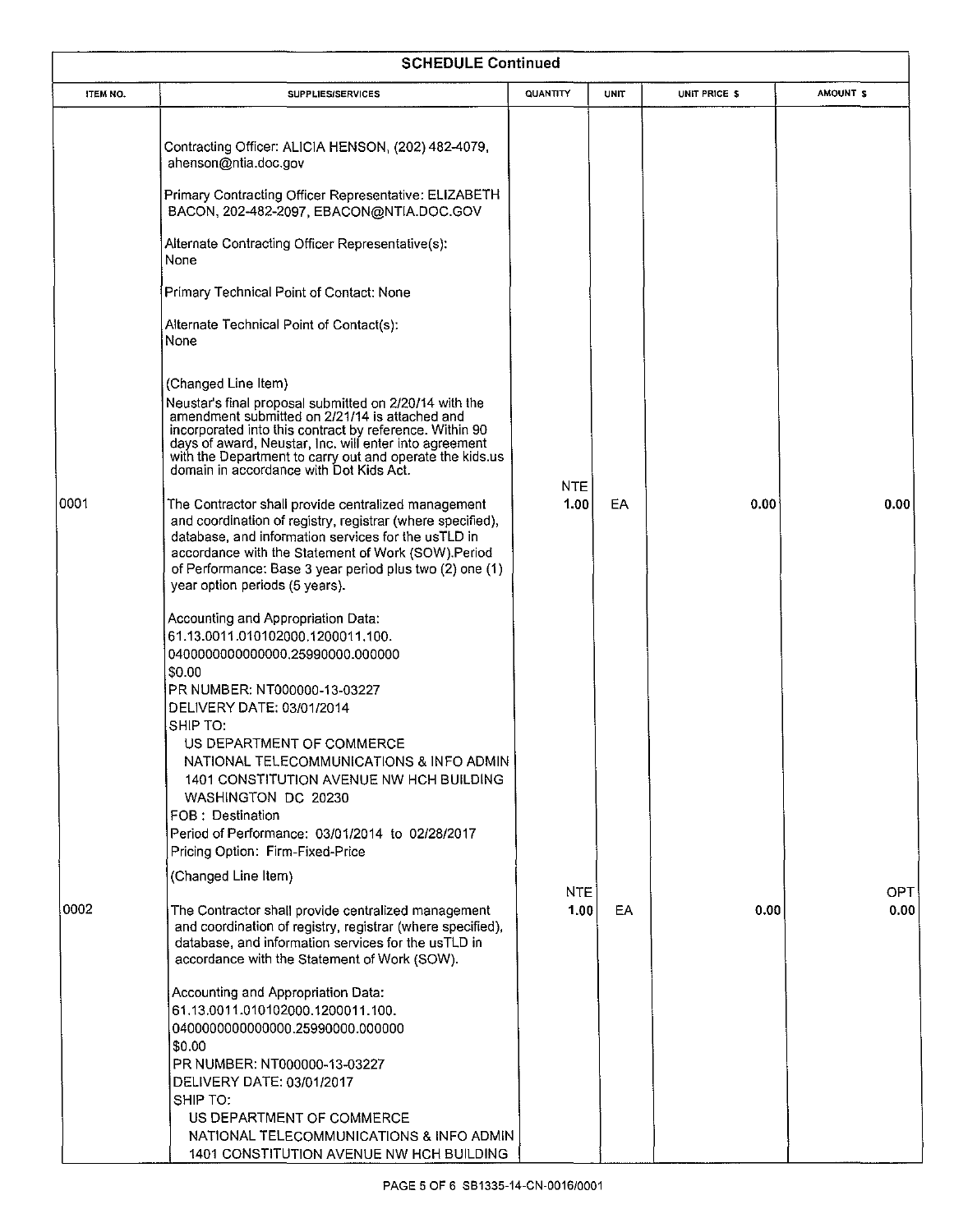## SCHEDULE Continued

| ITEM NO. | SUPPLIES/SERVICES | QUANTITY | UNIT | UNIT PRICE $ | AMOUNT $ |
|---|---|---|---|---|---|
| | Contracting Officer: ALICIA HENSON, (202) 482-4079, ahenson@ntia.doc.gov<br><br>Primary Contracting Officer Representative: ELIZABETH BACON, 202-482-2097, EBACON@NTIA.DOC.GOV<br><br>Alternate Contracting Officer Representative(s): None<br><br>Primary Technical Point of Contact: None<br><br>Alternate Technical Point of Contact(s): None<br><br>(Changed Line Item)<br>Neustar's final proposal submitted on 2/20/14 with the amendment submitted on 2/21/14 is attached and incorporated into this contract by reference. Within 90 days of award, Neustar, Inc. will enter into agreement with the Department to carry out and operate the kids.us domain in accordance with Dot Kids Act. | | | | |
| 0001 | The Contractor shall provide centralized management and coordination of registry, registrar (where specified), database, and information services for the usTLD in accordance with the Statement of Work (SOW).Period of Performance: Base 3 year period plus two (2) one (1) year option periods (5 years).<br><br>Accounting and Appropriation Data:<br>61.13.0011.010102000.1200011.100.<br>0400000000000000.25990000.000000<br>$0.00<br>PR NUMBER: NT000000-13-03227<br>DELIVERY DATE: 03/01/2014<br>SHIP TO:<br>US DEPARTMENT OF COMMERCE<br>NATIONAL TELECOMMUNICATIONS & INFO ADMIN<br>1401 CONSTITUTION AVENUE NW HCH BUILDING<br>WASHINGTON DC 20230<br>FOB : Destination<br>Period of Performance: 03/01/2014 to 02/28/2017<br>Pricing Option: Firm-Fixed-Price<br><br>(Changed Line Item) | NTE 1.00 | EA | 0.00 | 0.00 |
| 0002 | The Contractor shall provide centralized management and coordination of registry, registrar (where specified), database, and information services for the usTLD in accordance with the Statement of Work (SOW).<br><br>Accounting and Appropriation Data:<br>61.13.0011.010102000.1200011.100.<br>0400000000000000.25990000.000000<br>$0.00<br>PR NUMBER: NT000000-13-03227<br>DELIVERY DATE: 03/01/2017<br>SHIP TO:<br>US DEPARTMENT OF COMMERCE<br>NATIONAL TELECOMMUNICATIONS & INFO ADMIN<br>1401 CONSTITUTION AVENUE NW HCH BUILDING | NTE 1.00 | EA | 0.00 | OPT 0.00 |

SB1335-14-CN-0016/0001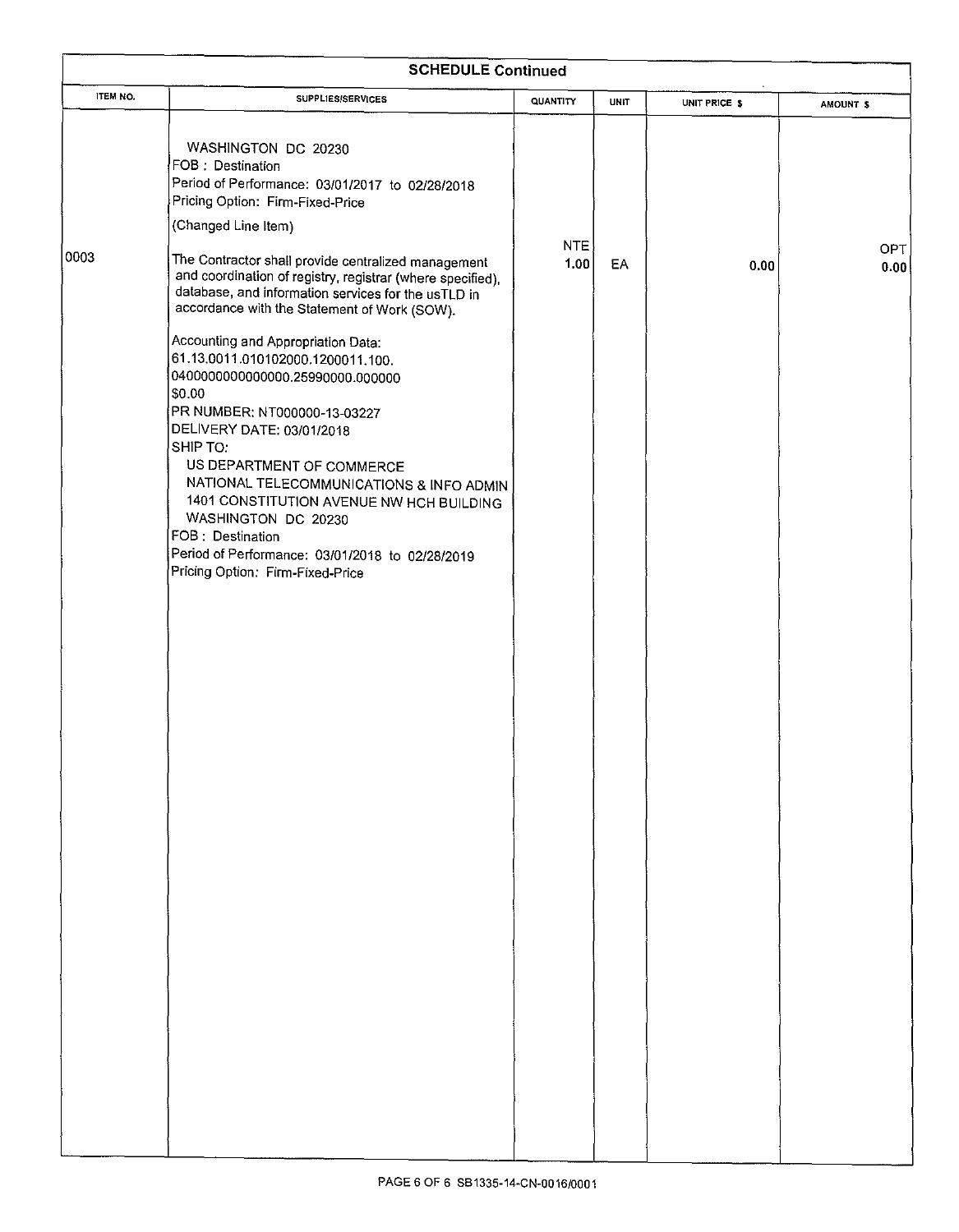## SCHEDULE Continued

| ITEM NO. | SUPPLIES/SERVICES | QUANTITY | UNIT | UNIT PRICE $ | AMOUNT $ |
|---|---|---|---|---|---|
| | WASHINGTON DC 20230<br>FOB : Destination<br>Period of Performance: 03/01/2017 to 02/28/2018<br>Pricing Option: Firm-Fixed-Price<br>(Changed Line Item) | | | | |
| 0003 | The Contractor shall provide centralized management and coordination of registry, registrar (where specified), database, and information services for the usTLD in accordance with the Statement of Work (SOW).<br><br>Accounting and Appropriation Data:<br>61.13.0011.010102000.1200011.100.<br>0400000000000000.25990000.000000<br>$0.00<br>PR NUMBER: NT000000-13-03227<br>DELIVERY DATE: 03/01/2018<br>SHIP TO:<br>US DEPARTMENT OF COMMERCE<br>NATIONAL TELECOMMUNICATIONS & INFO ADMIN<br>1401 CONSTITUTION AVENUE NW HCH BUILDING<br>WASHINGTON DC 20230<br>FOB : Destination<br>Period of Performance: 03/01/2018 to 02/28/2019<br>Pricing Option: Firm-Fixed-Price | NTE 1.00 | EA | 0.00 | OPT 0.00 |